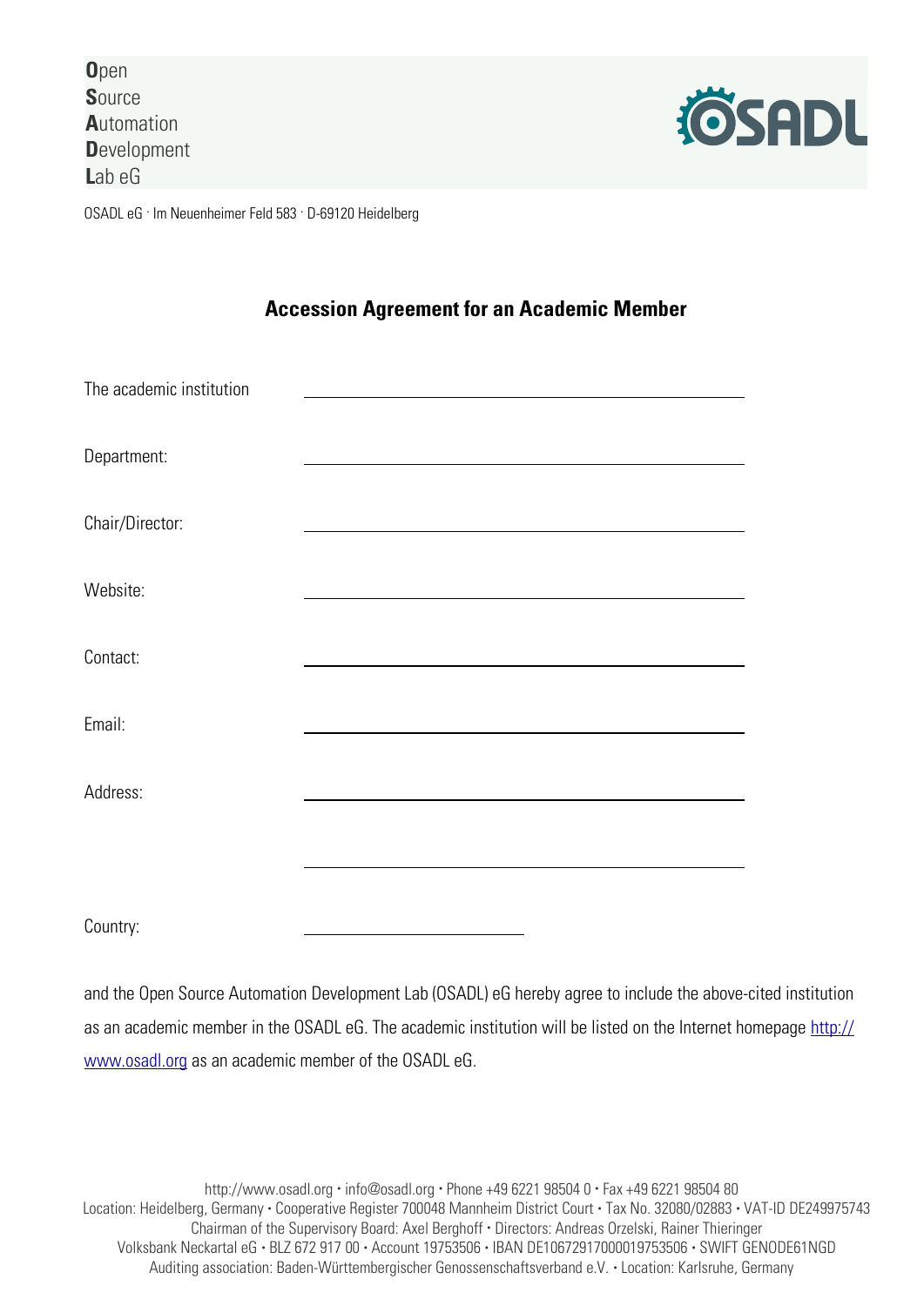**O**pen
**S**ource
**A**utomation
**D**evelopment
**L**ab eG

OSADL eG · Im Neuenheimer Feld 583 · D-69120 Heidelberg

## Accession Agreement for an Academic Member

The academic institution ______________________________

Department: ______________________________

Chair/Director: ______________________________

Website: ______________________________

Contact: ______________________________

Email: ______________________________

Address: ______________________________

______________________________

Country: ______________

and the Open Source Automation Development Lab (OSADL) eG hereby agree to include the above-cited institution as an academic member in the OSADL eG. The academic institution will be listed on the Internet homepage http://www.osadl.org as an academic member of the OSADL eG.

http://www.osadl.org • info@osadl.org • Phone +49 6221 98504 0 • Fax +49 6221 98504 80
Location: Heidelberg, Germany • Cooperative Register 700048 Mannheim District Court • Tax No. 32080/02883 • VAT-ID DE249975743
Chairman of the Supervisory Board: Axel Berghoff • Directors: Andreas Orzelski, Rainer Thieringer
Volksbank Neckartal eG • BLZ 672 917 00 • Account 19753506 • IBAN DE10672917000019753506 • SWIFT GENODE61NGD
Auditing association: Baden-Württembergischer Genossenschaftsverband e.V. • Location: Karlsruhe, Germany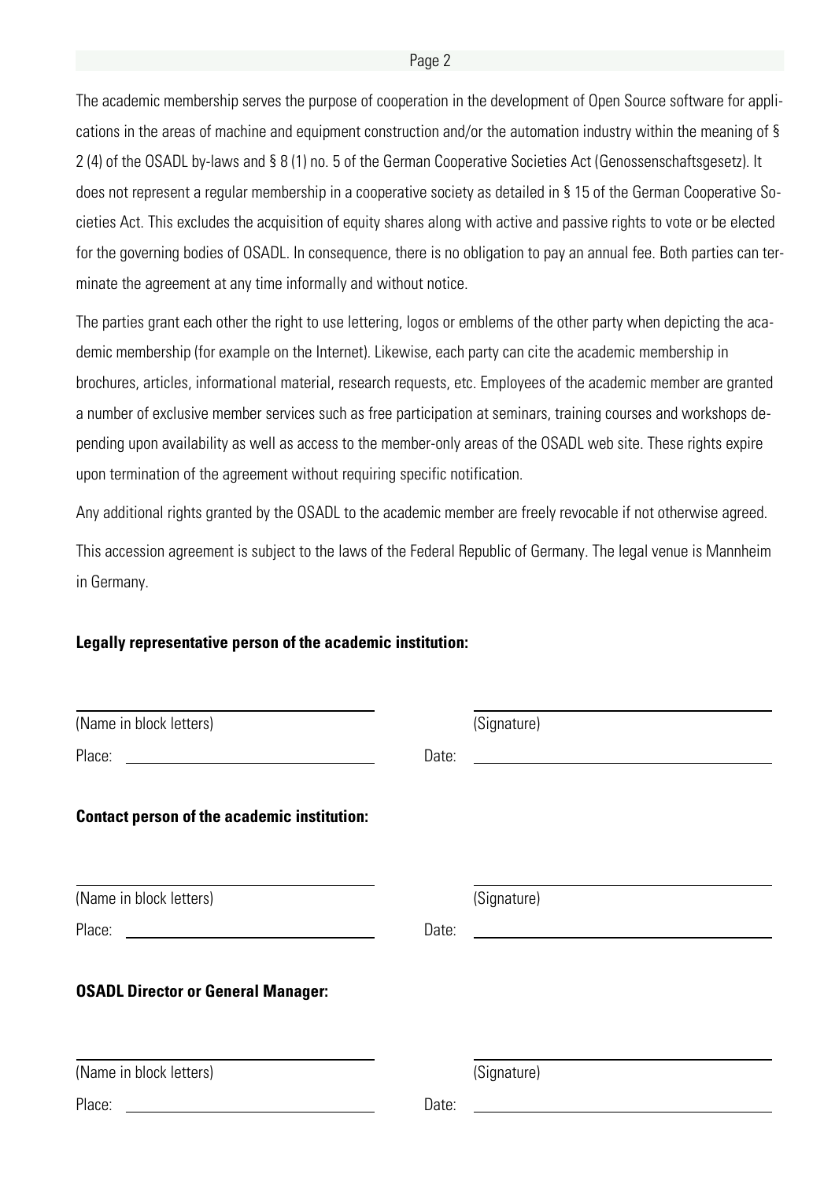The academic membership serves the purpose of cooperation in the development of Open Source software for applications in the areas of machine and equipment construction and/or the automation industry within the meaning of § 2 (4) of the OSADL by-laws and § 8 (1) no. 5 of the German Cooperative Societies Act (Genossenschaftsgesetz). It does not represent a regular membership in a cooperative society as detailed in § 15 of the German Cooperative Societies Act. This excludes the acquisition of equity shares along with active and passive rights to vote or be elected for the governing bodies of OSADL. In consequence, there is no obligation to pay an annual fee. Both parties can terminate the agreement at any time informally and without notice.

The parties grant each other the right to use lettering, logos or emblems of the other party when depicting the academic membership (for example on the Internet). Likewise, each party can cite the academic membership in brochures, articles, informational material, research requests, etc. Employees of the academic member are granted a number of exclusive member services such as free participation at seminars, training courses and workshops depending upon availability as well as access to the member-only areas of the OSADL web site. These rights expire upon termination of the agreement without requiring specific notification.

Any additional rights granted by the OSADL to the academic member are freely revocable if not otherwise agreed.

This accession agreement is subject to the laws of the Federal Republic of Germany. The legal venue is Mannheim in Germany.

**Legally representative person of the academic institution:**

(Name in block letters) (Signature)

Place: Date:

**Contact person of the academic institution:**

(Name in block letters) (Signature)

Place: Date:

**OSADL Director or General Manager:**

(Name in block letters) (Signature)

Place: Date: